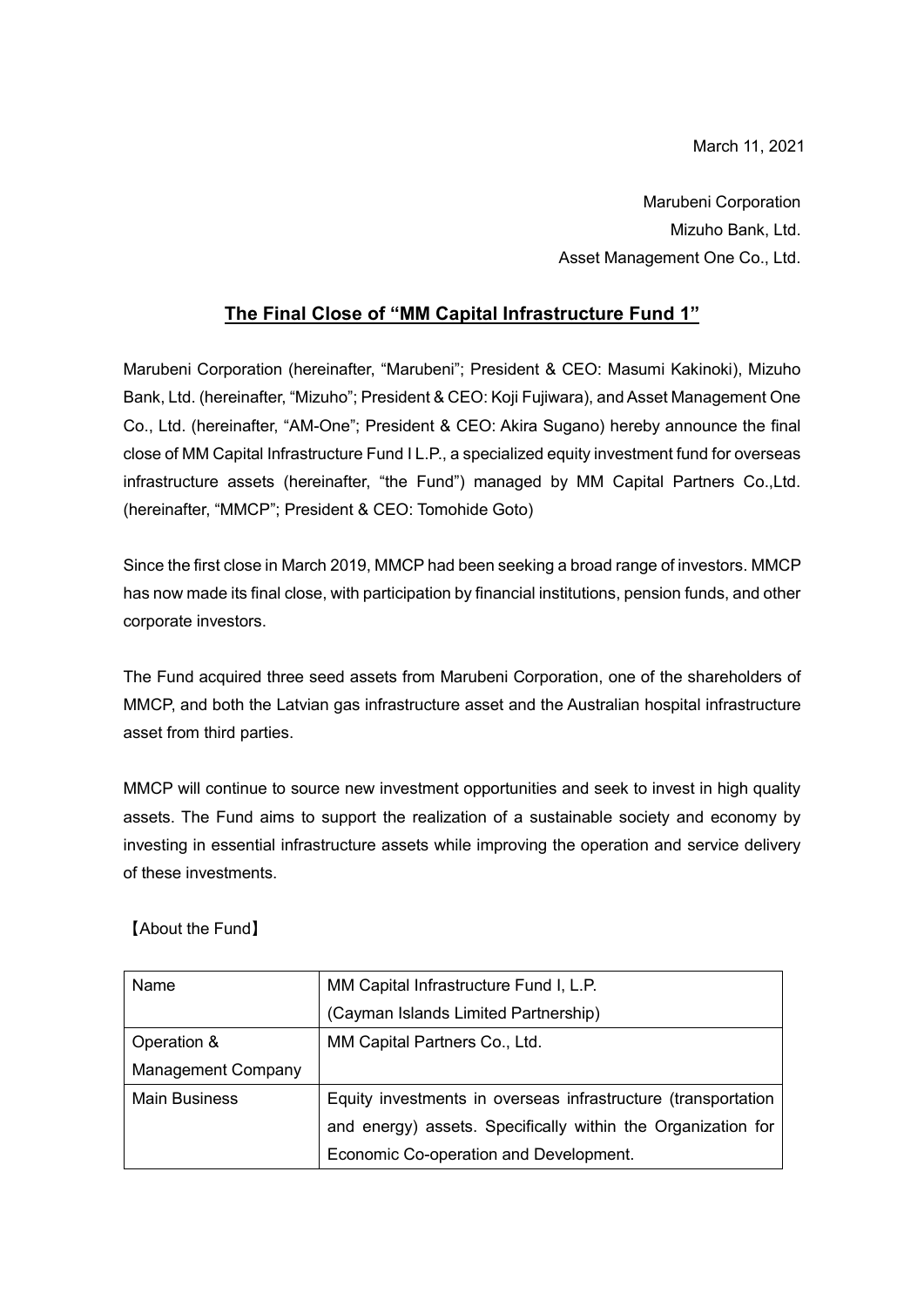March 11, 2021

Marubeni Corporation
Mizuho Bank, Ltd.
Asset Management One Co., Ltd.

# The Final Close of "MM Capital Infrastructure Fund 1"

Marubeni Corporation (hereinafter, "Marubeni"; President & CEO: Masumi Kakinoki), Mizuho Bank, Ltd. (hereinafter, "Mizuho"; President & CEO: Koji Fujiwara), and Asset Management One Co., Ltd. (hereinafter, "AM-One"; President & CEO: Akira Sugano) hereby announce the final close of MM Capital Infrastructure Fund I L.P., a specialized equity investment fund for overseas infrastructure assets (hereinafter, "the Fund") managed by MM Capital Partners Co.,Ltd. (hereinafter, "MMCP"; President & CEO: Tomohide Goto)

Since the first close in March 2019, MMCP had been seeking a broad range of investors. MMCP has now made its final close, with participation by financial institutions, pension funds, and other corporate investors.

The Fund acquired three seed assets from Marubeni Corporation, one of the shareholders of MMCP, and both the Latvian gas infrastructure asset and the Australian hospital infrastructure asset from third parties.

MMCP will continue to source new investment opportunities and seek to invest in high quality assets. The Fund aims to support the realization of a sustainable society and economy by investing in essential infrastructure assets while improving the operation and service delivery of these investments.

【About the Fund】

| Name | MM Capital Infrastructure Fund I, L.P. (Cayman Islands Limited Partnership) |
| --- | --- |
| Operation & Management Company | MM Capital Partners Co., Ltd. |
| Main Business | Equity investments in overseas infrastructure (transportation and energy) assets. Specifically within the Organization for Economic Co-operation and Development. |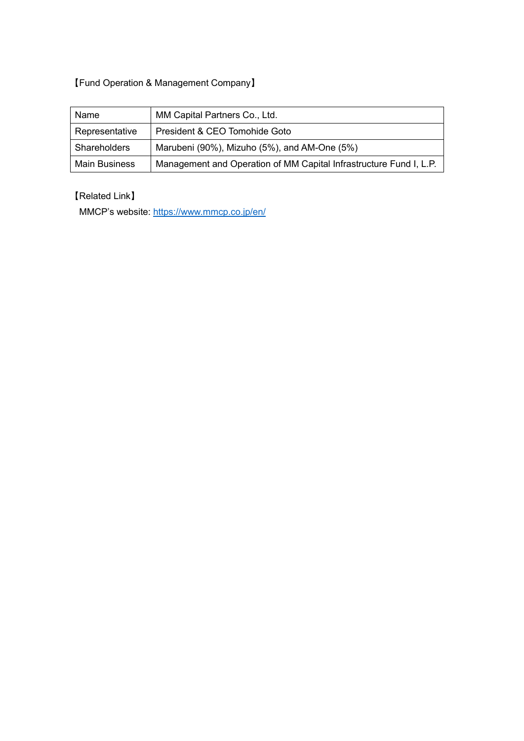【Fund Operation & Management Company】

| | |
|---|---|
| Name | MM Capital Partners Co., Ltd. |
| Representative | President & CEO Tomohide Goto |
| Shareholders | Marubeni (90%), Mizuho (5%), and AM-One (5%) |
| Main Business | Management and Operation of MM Capital Infrastructure Fund I, L.P. |

【Related Link】

MMCP's website: https://www.mmcp.co.jp/en/